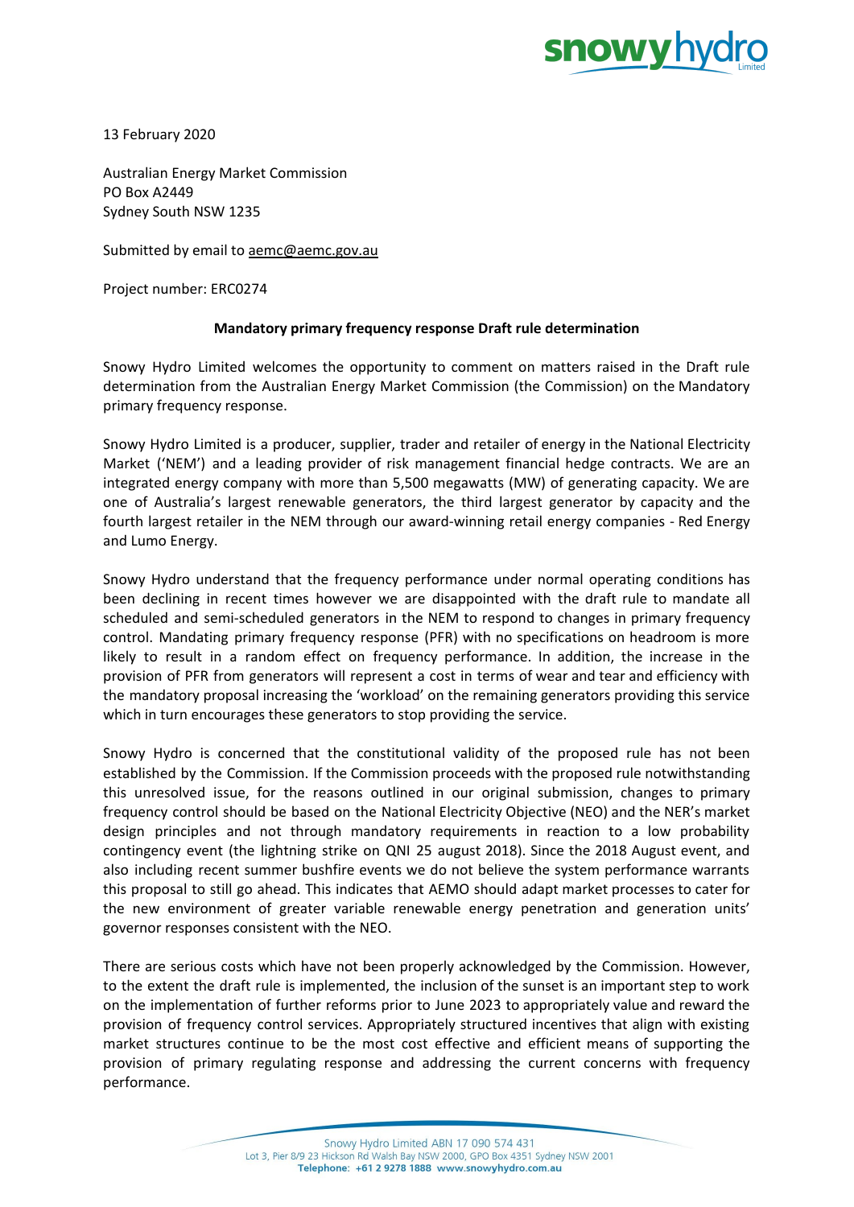13 February 2020

Australian Energy Market Commission
PO Box A2449
Sydney South NSW 1235

Submitted by email to aemc@aemc.gov.au

Project number: ERC0274

**Mandatory primary frequency response Draft rule determination**

Snowy Hydro Limited welcomes the opportunity to comment on matters raised in the Draft rule determination from the Australian Energy Market Commission (the Commission) on the Mandatory primary frequency response.

Snowy Hydro Limited is a producer, supplier, trader and retailer of energy in the National Electricity Market ('NEM') and a leading provider of risk management financial hedge contracts. We are an integrated energy company with more than 5,500 megawatts (MW) of generating capacity. We are one of Australia's largest renewable generators, the third largest generator by capacity and the fourth largest retailer in the NEM through our award-winning retail energy companies - Red Energy and Lumo Energy.

Snowy Hydro understand that the frequency performance under normal operating conditions has been declining in recent times however we are disappointed with the draft rule to mandate all scheduled and semi-scheduled generators in the NEM to respond to changes in primary frequency control. Mandating primary frequency response (PFR) with no specifications on headroom is more likely to result in a random effect on frequency performance. In addition, the increase in the provision of PFR from generators will represent a cost in terms of wear and tear and efficiency with the mandatory proposal increasing the 'workload' on the remaining generators providing this service which in turn encourages these generators to stop providing the service.

Snowy Hydro is concerned that the constitutional validity of the proposed rule has not been established by the Commission. If the Commission proceeds with the proposed rule notwithstanding this unresolved issue, for the reasons outlined in our original submission, changes to primary frequency control should be based on the National Electricity Objective (NEO) and the NER's market design principles and not through mandatory requirements in reaction to a low probability contingency event (the lightning strike on QNI 25 august 2018). Since the 2018 August event, and also including recent summer bushfire events we do not believe the system performance warrants this proposal to still go ahead. This indicates that AEMO should adapt market processes to cater for the new environment of greater variable renewable energy penetration and generation units' governor responses consistent with the NEO.

There are serious costs which have not been properly acknowledged by the Commission. However, to the extent the draft rule is implemented, the inclusion of the sunset is an important step to work on the implementation of further reforms prior to June 2023 to appropriately value and reward the provision of frequency control services. Appropriately structured incentives that align with existing market structures continue to be the most cost effective and efficient means of supporting the provision of primary regulating response and addressing the current concerns with frequency performance.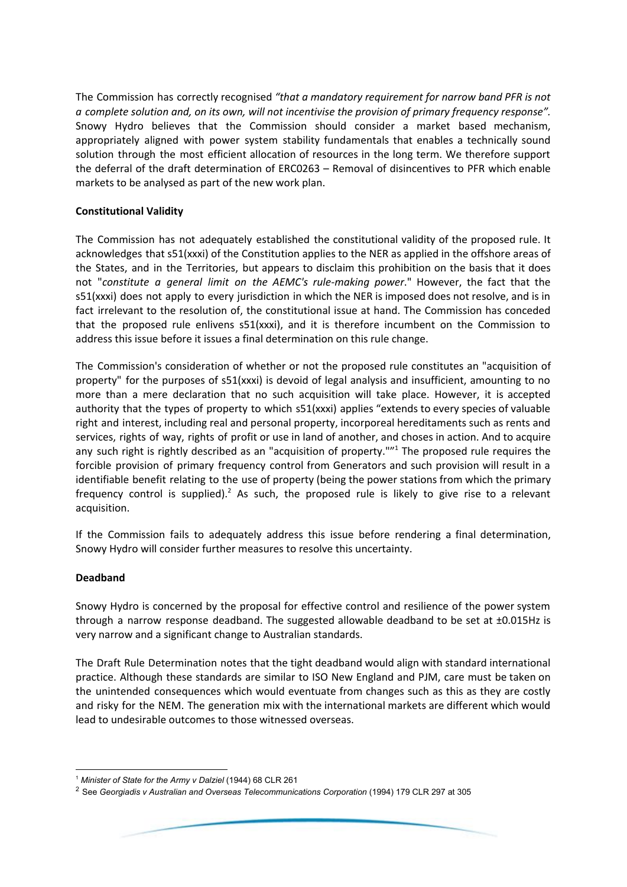The Commission has correctly recognised *"that a mandatory requirement for narrow band PFR is not a complete solution and, on its own, will not incentivise the provision of primary frequency response"*. Snowy Hydro believes that the Commission should consider a market based mechanism, appropriately aligned with power system stability fundamentals that enables a technically sound solution through the most efficient allocation of resources in the long term. We therefore support the deferral of the draft determination of ERC0263 – Removal of disincentives to PFR which enable markets to be analysed as part of the new work plan.

**Constitutional Validity**

The Commission has not adequately established the constitutional validity of the proposed rule. It acknowledges that s51(xxxi) of the Constitution applies to the NER as applied in the offshore areas of the States, and in the Territories, but appears to disclaim this prohibition on the basis that it does not "*constitute a general limit on the AEMC's rule-making power*." However, the fact that the s51(xxxi) does not apply to every jurisdiction in which the NER is imposed does not resolve, and is in fact irrelevant to the resolution of, the constitutional issue at hand. The Commission has conceded that the proposed rule enlivens s51(xxxi), and it is therefore incumbent on the Commission to address this issue before it issues a final determination on this rule change.

The Commission's consideration of whether or not the proposed rule constitutes an "acquisition of property" for the purposes of s51(xxxi) is devoid of legal analysis and insufficient, amounting to no more than a mere declaration that no such acquisition will take place. However, it is accepted authority that the types of property to which s51(xxxi) applies "extends to every species of valuable right and interest, including real and personal property, incorporeal hereditaments such as rents and services, rights of way, rights of profit or use in land of another, and choses in action. And to acquire any such right is rightly described as an "acquisition of property.""[1] The proposed rule requires the forcible provision of primary frequency control from Generators and such provision will result in a identifiable benefit relating to the use of property (being the power stations from which the primary frequency control is supplied).[2] As such, the proposed rule is likely to give rise to a relevant acquisition.

If the Commission fails to adequately address this issue before rendering a final determination, Snowy Hydro will consider further measures to resolve this uncertainty.

**Deadband**

Snowy Hydro is concerned by the proposal for effective control and resilience of the power system through a narrow response deadband. The suggested allowable deadband to be set at ±0.015Hz is very narrow and a significant change to Australian standards.

The Draft Rule Determination notes that the tight deadband would align with standard international practice. Although these standards are similar to ISO New England and PJM, care must be taken on the unintended consequences which would eventuate from changes such as this as they are costly and risky for the NEM. The generation mix with the international markets are different which would lead to undesirable outcomes to those witnessed overseas.

---

[1] *Minister of State for the Army v Dalziel* (1944) 68 CLR 261

[2] See *Georgiadis v Australian and Overseas Telecommunications Corporation* (1994) 179 CLR 297 at 305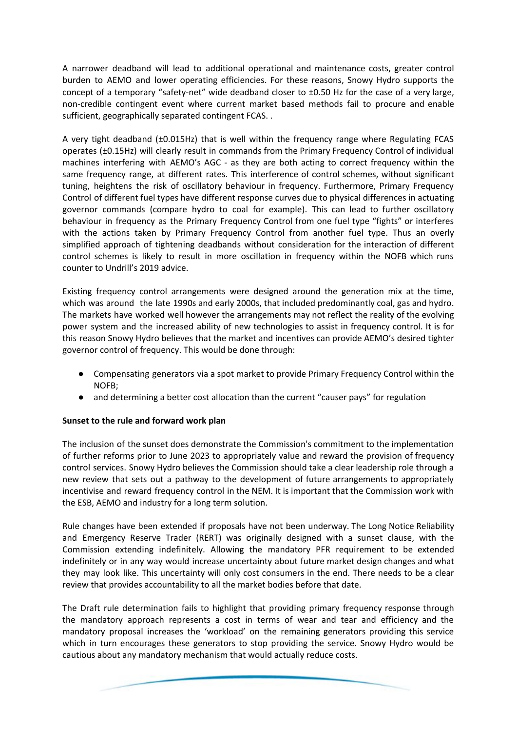A narrower deadband will lead to additional operational and maintenance costs, greater control burden to AEMO and lower operating efficiencies. For these reasons, Snowy Hydro supports the concept of a temporary "safety-net" wide deadband closer to ±0.50 Hz for the case of a very large, non-credible contingent event where current market based methods fail to procure and enable sufficient, geographically separated contingent FCAS. .

A very tight deadband (±0.015Hz) that is well within the frequency range where Regulating FCAS operates (±0.15Hz) will clearly result in commands from the Primary Frequency Control of individual machines interfering with AEMO's AGC - as they are both acting to correct frequency within the same frequency range, at different rates. This interference of control schemes, without significant tuning, heightens the risk of oscillatory behaviour in frequency. Furthermore, Primary Frequency Control of different fuel types have different response curves due to physical differences in actuating governor commands (compare hydro to coal for example). This can lead to further oscillatory behaviour in frequency as the Primary Frequency Control from one fuel type "fights" or interferes with the actions taken by Primary Frequency Control from another fuel type. Thus an overly simplified approach of tightening deadbands without consideration for the interaction of different control schemes is likely to result in more oscillation in frequency within the NOFB which runs counter to Undrill's 2019 advice.

Existing frequency control arrangements were designed around the generation mix at the time, which was around the late 1990s and early 2000s, that included predominantly coal, gas and hydro. The markets have worked well however the arrangements may not reflect the reality of the evolving power system and the increased ability of new technologies to assist in frequency control. It is for this reason Snowy Hydro believes that the market and incentives can provide AEMO's desired tighter governor control of frequency. This would be done through:

- Compensating generators via a spot market to provide Primary Frequency Control within the NOFB;
- and determining a better cost allocation than the current "causer pays" for regulation

**Sunset to the rule and forward work plan**

The inclusion of the sunset does demonstrate the Commission's commitment to the implementation of further reforms prior to June 2023 to appropriately value and reward the provision of frequency control services. Snowy Hydro believes the Commission should take a clear leadership role through a new review that sets out a pathway to the development of future arrangements to appropriately incentivise and reward frequency control in the NEM. It is important that the Commission work with the ESB, AEMO and industry for a long term solution.

Rule changes have been extended if proposals have not been underway. The Long Notice Reliability and Emergency Reserve Trader (RERT) was originally designed with a sunset clause, with the Commission extending indefinitely. Allowing the mandatory PFR requirement to be extended indefinitely or in any way would increase uncertainty about future market design changes and what they may look like. This uncertainty will only cost consumers in the end. There needs to be a clear review that provides accountability to all the market bodies before that date.

The Draft rule determination fails to highlight that providing primary frequency response through the mandatory approach represents a cost in terms of wear and tear and efficiency and the mandatory proposal increases the 'workload' on the remaining generators providing this service which in turn encourages these generators to stop providing the service. Snowy Hydro would be cautious about any mandatory mechanism that would actually reduce costs.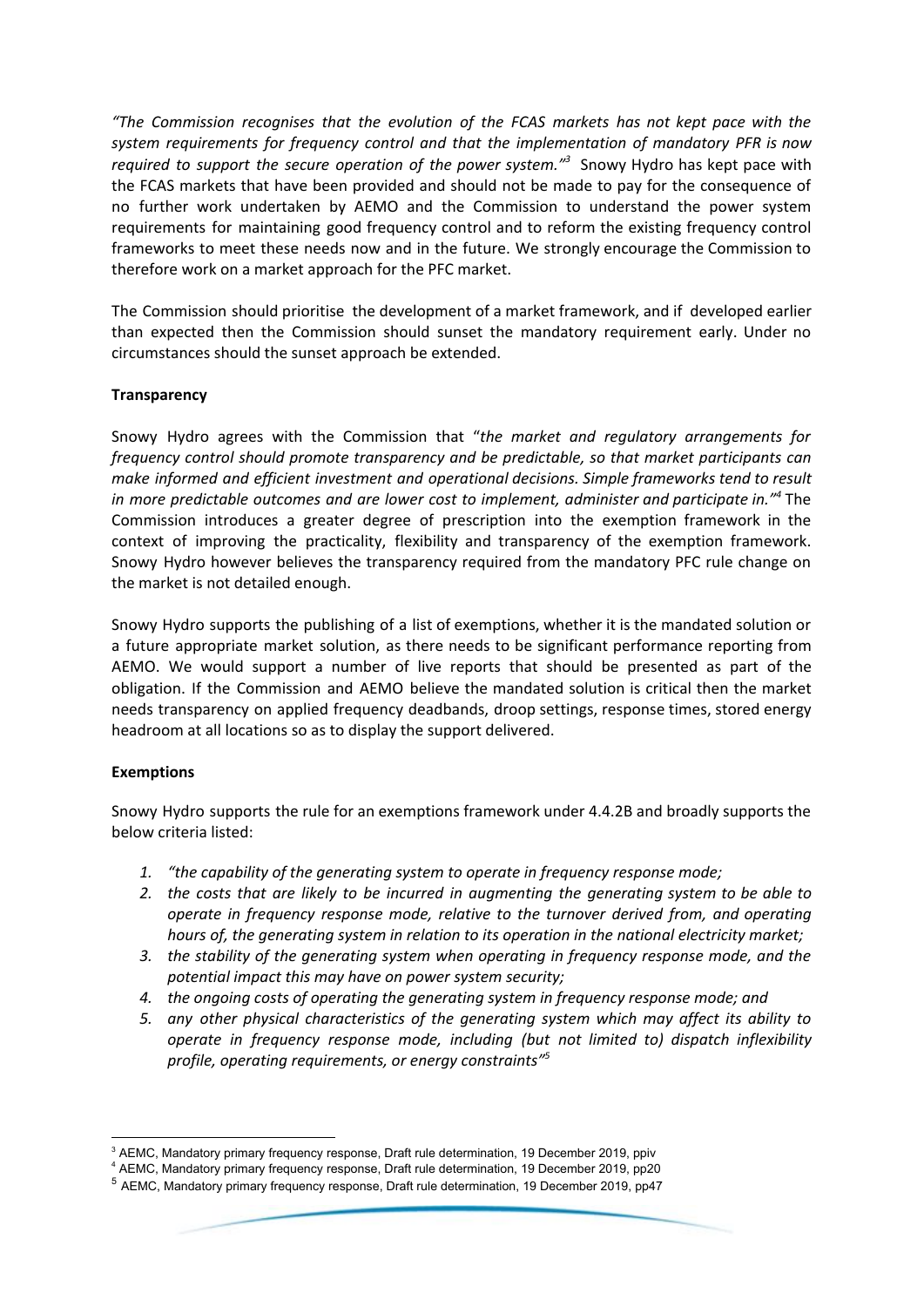*"The Commission recognises that the evolution of the FCAS markets has not kept pace with the system requirements for frequency control and that the implementation of mandatory PFR is now required to support the secure operation of the power system."*[3] Snowy Hydro has kept pace with the FCAS markets that have been provided and should not be made to pay for the consequence of no further work undertaken by AEMO and the Commission to understand the power system requirements for maintaining good frequency control and to reform the existing frequency control frameworks to meet these needs now and in the future. We strongly encourage the Commission to therefore work on a market approach for the PFC market.

The Commission should prioritise the development of a market framework, and if developed earlier than expected then the Commission should sunset the mandatory requirement early. Under no circumstances should the sunset approach be extended.

**Transparency**

Snowy Hydro agrees with the Commission that "*the market and regulatory arrangements for frequency control should promote transparency and be predictable, so that market participants can make informed and efficient investment and operational decisions. Simple frameworks tend to result in more predictable outcomes and are lower cost to implement, administer and participate in.*"[4] The Commission introduces a greater degree of prescription into the exemption framework in the context of improving the practicality, flexibility and transparency of the exemption framework. Snowy Hydro however believes the transparency required from the mandatory PFC rule change on the market is not detailed enough.

Snowy Hydro supports the publishing of a list of exemptions, whether it is the mandated solution or a future appropriate market solution, as there needs to be significant performance reporting from AEMO. We would support a number of live reports that should be presented as part of the obligation. If the Commission and AEMO believe the mandated solution is critical then the market needs transparency on applied frequency deadbands, droop settings, response times, stored energy headroom at all locations so as to display the support delivered.

**Exemptions**

Snowy Hydro supports the rule for an exemptions framework under 4.4.2B and broadly supports the below criteria listed:

1. *"the capability of the generating system to operate in frequency response mode;*
2. *the costs that are likely to be incurred in augmenting the generating system to be able to operate in frequency response mode, relative to the turnover derived from, and operating hours of, the generating system in relation to its operation in the national electricity market;*
3. *the stability of the generating system when operating in frequency response mode, and the potential impact this may have on power system security;*
4. *the ongoing costs of operating the generating system in frequency response mode; and*
5. *any other physical characteristics of the generating system which may affect its ability to operate in frequency response mode, including (but not limited to) dispatch inflexibility profile, operating requirements, or energy constraints"*[5]

---

[3] AEMC, Mandatory primary frequency response, Draft rule determination, 19 December 2019, ppiv

[4] AEMC, Mandatory primary frequency response, Draft rule determination, 19 December 2019, pp20

[5] AEMC, Mandatory primary frequency response, Draft rule determination, 19 December 2019, pp47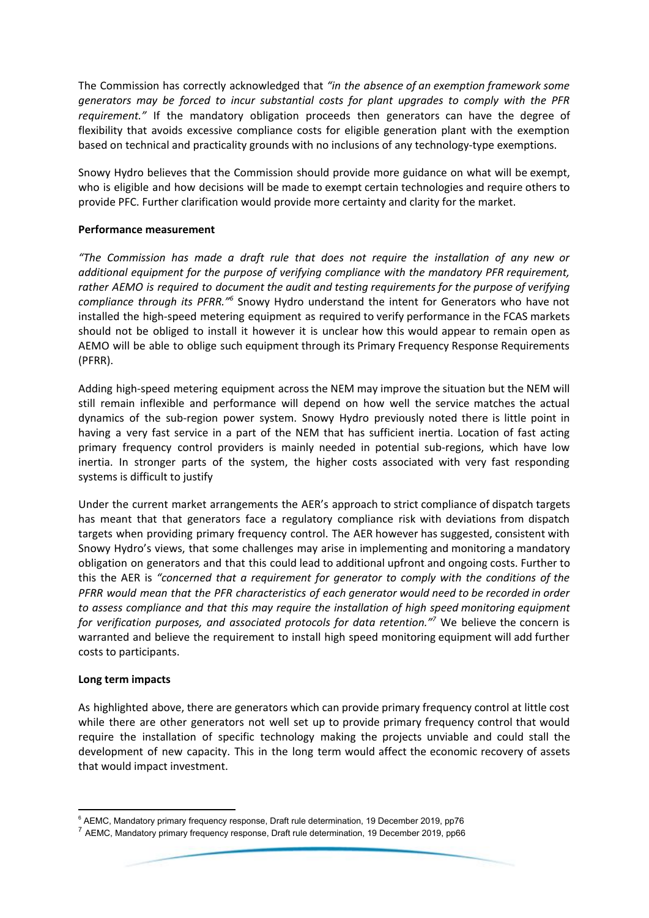The Commission has correctly acknowledged that *"in the absence of an exemption framework some generators may be forced to incur substantial costs for plant upgrades to comply with the PFR requirement."* If the mandatory obligation proceeds then generators can have the degree of flexibility that avoids excessive compliance costs for eligible generation plant with the exemption based on technical and practicality grounds with no inclusions of any technology-type exemptions.

Snowy Hydro believes that the Commission should provide more guidance on what will be exempt, who is eligible and how decisions will be made to exempt certain technologies and require others to provide PFC. Further clarification would provide more certainty and clarity for the market.

**Performance measurement**

*"The Commission has made a draft rule that does not require the installation of any new or additional equipment for the purpose of verifying compliance with the mandatory PFR requirement, rather AEMO is required to document the audit and testing requirements for the purpose of verifying compliance through its PFRR."*[6] Snowy Hydro understand the intent for Generators who have not installed the high-speed metering equipment as required to verify performance in the FCAS markets should not be obliged to install it however it is unclear how this would appear to remain open as AEMO will be able to oblige such equipment through its Primary Frequency Response Requirements (PFRR).

Adding high-speed metering equipment across the NEM may improve the situation but the NEM will still remain inflexible and performance will depend on how well the service matches the actual dynamics of the sub-region power system. Snowy Hydro previously noted there is little point in having a very fast service in a part of the NEM that has sufficient inertia. Location of fast acting primary frequency control providers is mainly needed in potential sub-regions, which have low inertia. In stronger parts of the system, the higher costs associated with very fast responding systems is difficult to justify

Under the current market arrangements the AER's approach to strict compliance of dispatch targets has meant that that generators face a regulatory compliance risk with deviations from dispatch targets when providing primary frequency control. The AER however has suggested, consistent with Snowy Hydro's views, that some challenges may arise in implementing and monitoring a mandatory obligation on generators and that this could lead to additional upfront and ongoing costs. Further to this the AER is *"concerned that a requirement for generator to comply with the conditions of the PFRR would mean that the PFR characteristics of each generator would need to be recorded in order to assess compliance and that this may require the installation of high speed monitoring equipment for verification purposes, and associated protocols for data retention."*[7] We believe the concern is warranted and believe the requirement to install high speed monitoring equipment will add further costs to participants.

**Long term impacts**

As highlighted above, there are generators which can provide primary frequency control at little cost while there are other generators not well set up to provide primary frequency control that would require the installation of specific technology making the projects unviable and could stall the development of new capacity. This in the long term would affect the economic recovery of assets that would impact investment.

---

[6] AEMC, Mandatory primary frequency response, Draft rule determination, 19 December 2019, pp76

[7] AEMC, Mandatory primary frequency response, Draft rule determination, 19 December 2019, pp66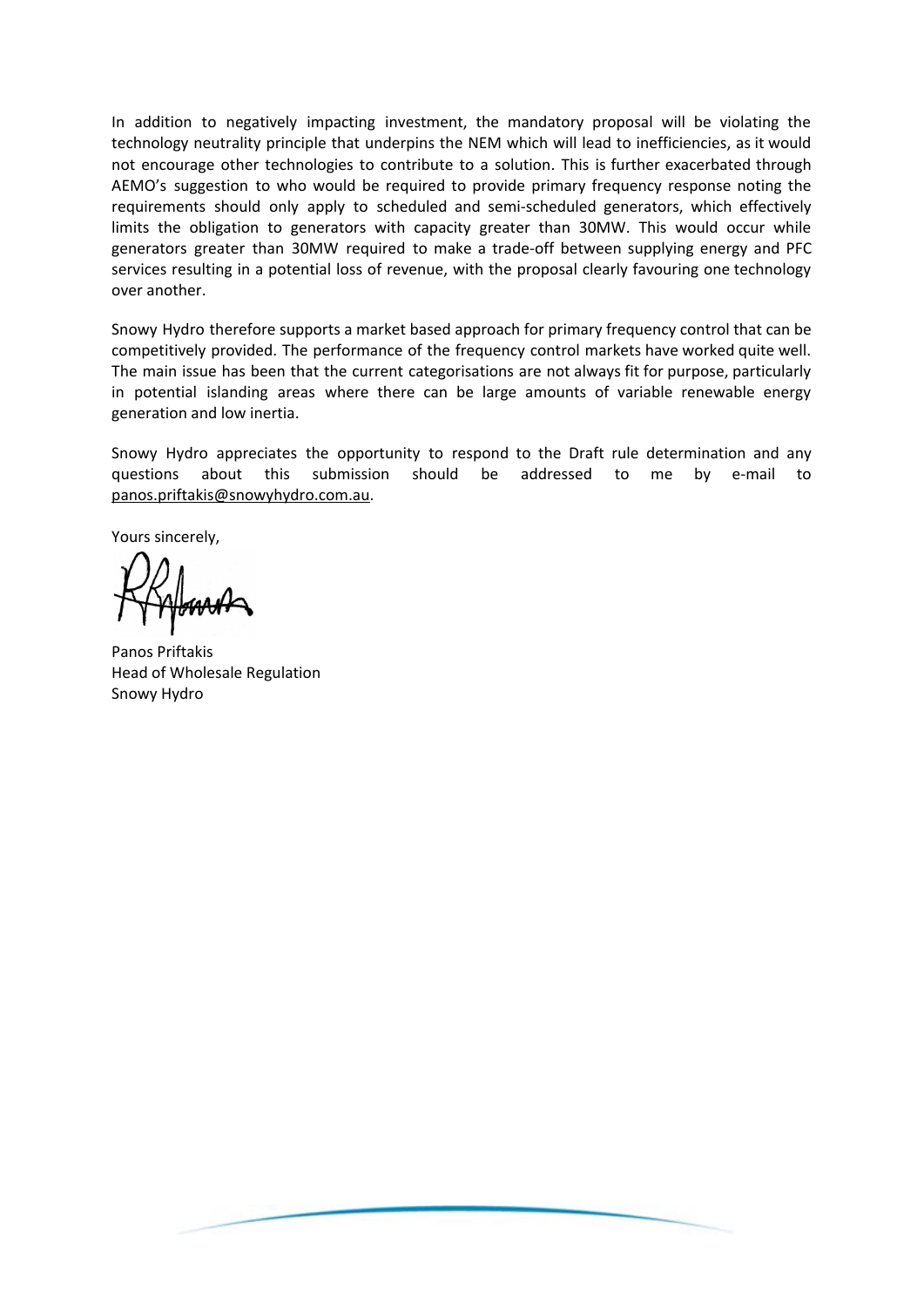In addition to negatively impacting investment, the mandatory proposal will be violating the technology neutrality principle that underpins the NEM which will lead to inefficiencies, as it would not encourage other technologies to contribute to a solution. This is further exacerbated through AEMO's suggestion to who would be required to provide primary frequency response noting the requirements should only apply to scheduled and semi-scheduled generators, which effectively limits the obligation to generators with capacity greater than 30MW. This would occur while generators greater than 30MW required to make a trade-off between supplying energy and PFC services resulting in a potential loss of revenue, with the proposal clearly favouring one technology over another.

Snowy Hydro therefore supports a market based approach for primary frequency control that can be competitively provided. The performance of the frequency control markets have worked quite well. The main issue has been that the current categorisations are not always fit for purpose, particularly in potential islanding areas where there can be large amounts of variable renewable energy generation and low inertia.

Snowy Hydro appreciates the opportunity to respond to the Draft rule determination and any questions about this submission should be addressed to me by e-mail to panos.priftakis@snowyhydro.com.au.

Yours sincerely,

Panos Priftakis
Head of Wholesale Regulation
Snowy Hydro